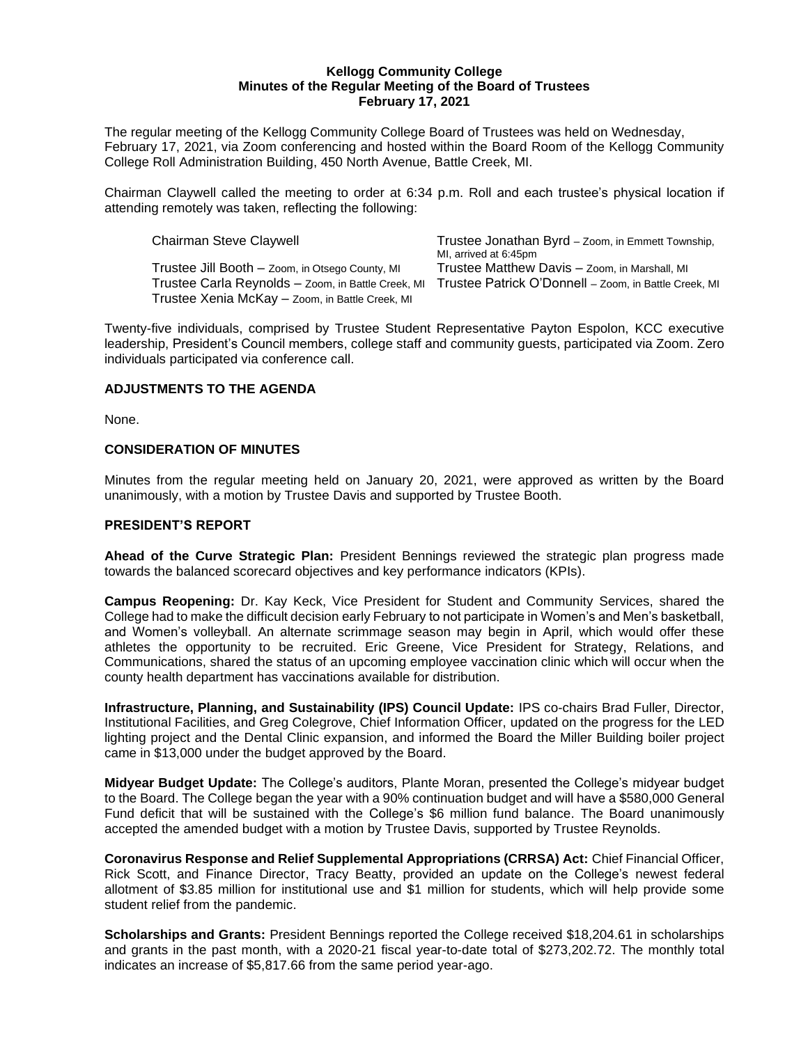**Kellogg Community College**
**Minutes of the Regular Meeting of the Board of Trustees**
**February 17, 2021**

The regular meeting of the Kellogg Community College Board of Trustees was held on Wednesday, February 17, 2021, via Zoom conferencing and hosted within the Board Room of the Kellogg Community College Roll Administration Building, 450 North Avenue, Battle Creek, MI.

Chairman Claywell called the meeting to order at 6:34 p.m. Roll and each trustee's physical location if attending remotely was taken, reflecting the following:

- Chairman Steve Claywell
- Trustee Jill Booth – Zoom, in Otsego County, MI
- Trustee Carla Reynolds – Zoom, in Battle Creek, MI
- Trustee Xenia McKay – Zoom, in Battle Creek, MI
- Trustee Jonathan Byrd – Zoom, in Emmett Township, MI, arrived at 6:45pm
- Trustee Matthew Davis – Zoom, in Marshall, MI
- Trustee Patrick O'Donnell – Zoom, in Battle Creek, MI

Twenty-five individuals, comprised by Trustee Student Representative Payton Espolon, KCC executive leadership, President's Council members, college staff and community guests, participated via Zoom. Zero individuals participated via conference call.

## ADJUSTMENTS TO THE AGENDA

None.

## CONSIDERATION OF MINUTES

Minutes from the regular meeting held on January 20, 2021, were approved as written by the Board unanimously, with a motion by Trustee Davis and supported by Trustee Booth.

## PRESIDENT'S REPORT

**Ahead of the Curve Strategic Plan:** President Bennings reviewed the strategic plan progress made towards the balanced scorecard objectives and key performance indicators (KPIs).

**Campus Reopening:** Dr. Kay Keck, Vice President for Student and Community Services, shared the College had to make the difficult decision early February to not participate in Women's and Men's basketball, and Women's volleyball. An alternate scrimmage season may begin in April, which would offer these athletes the opportunity to be recruited. Eric Greene, Vice President for Strategy, Relations, and Communications, shared the status of an upcoming employee vaccination clinic which will occur when the county health department has vaccinations available for distribution.

**Infrastructure, Planning, and Sustainability (IPS) Council Update:** IPS co-chairs Brad Fuller, Director, Institutional Facilities, and Greg Colegrove, Chief Information Officer, updated on the progress for the LED lighting project and the Dental Clinic expansion, and informed the Board the Miller Building boiler project came in $13,000 under the budget approved by the Board.

**Midyear Budget Update:** The College's auditors, Plante Moran, presented the College's midyear budget to the Board. The College began the year with a 90% continuation budget and will have a $580,000 General Fund deficit that will be sustained with the College's $6 million fund balance. The Board unanimously accepted the amended budget with a motion by Trustee Davis, supported by Trustee Reynolds.

**Coronavirus Response and Relief Supplemental Appropriations (CRRSA) Act:** Chief Financial Officer, Rick Scott, and Finance Director, Tracy Beatty, provided an update on the College's newest federal allotment of $3.85 million for institutional use and $1 million for students, which will help provide some student relief from the pandemic.

**Scholarships and Grants:** President Bennings reported the College received $18,204.61 in scholarships and grants in the past month, with a 2020-21 fiscal year-to-date total of $273,202.72. The monthly total indicates an increase of $5,817.66 from the same period year-ago.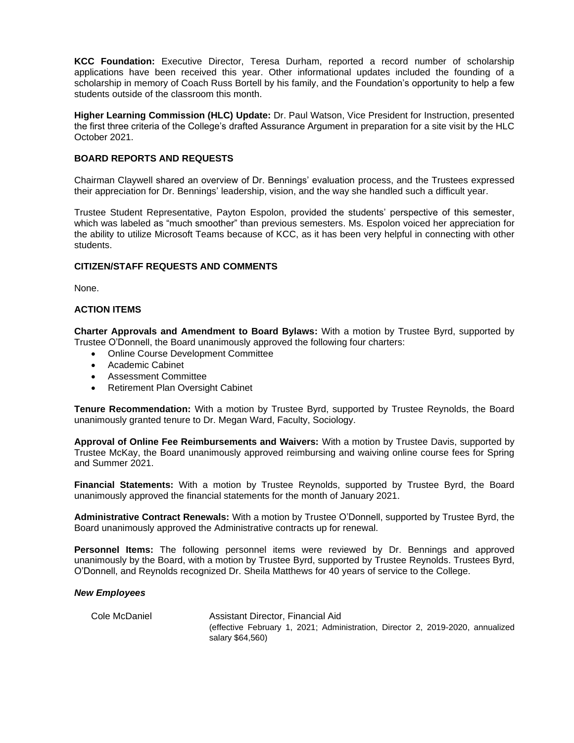**KCC Foundation:** Executive Director, Teresa Durham, reported a record number of scholarship applications have been received this year. Other informational updates included the founding of a scholarship in memory of Coach Russ Bortell by his family, and the Foundation's opportunity to help a few students outside of the classroom this month.

**Higher Learning Commission (HLC) Update:** Dr. Paul Watson, Vice President for Instruction, presented the first three criteria of the College's drafted Assurance Argument in preparation for a site visit by the HLC October 2021.

**BOARD REPORTS AND REQUESTS**

Chairman Claywell shared an overview of Dr. Bennings' evaluation process, and the Trustees expressed their appreciation for Dr. Bennings' leadership, vision, and the way she handled such a difficult year.

Trustee Student Representative, Payton Espolon, provided the students' perspective of this semester, which was labeled as "much smoother" than previous semesters. Ms. Espolon voiced her appreciation for the ability to utilize Microsoft Teams because of KCC, as it has been very helpful in connecting with other students.

**CITIZEN/STAFF REQUESTS AND COMMENTS**

None.

**ACTION ITEMS**

**Charter Approvals and Amendment to Board Bylaws:** With a motion by Trustee Byrd, supported by Trustee O'Donnell, the Board unanimously approved the following four charters:

- Online Course Development Committee
- Academic Cabinet
- Assessment Committee
- Retirement Plan Oversight Cabinet

**Tenure Recommendation:** With a motion by Trustee Byrd, supported by Trustee Reynolds, the Board unanimously granted tenure to Dr. Megan Ward, Faculty, Sociology.

**Approval of Online Fee Reimbursements and Waivers:** With a motion by Trustee Davis, supported by Trustee McKay, the Board unanimously approved reimbursing and waiving online course fees for Spring and Summer 2021.

**Financial Statements:** With a motion by Trustee Reynolds, supported by Trustee Byrd, the Board unanimously approved the financial statements for the month of January 2021.

**Administrative Contract Renewals:** With a motion by Trustee O'Donnell, supported by Trustee Byrd, the Board unanimously approved the Administrative contracts up for renewal.

**Personnel Items:** The following personnel items were reviewed by Dr. Bennings and approved unanimously by the Board, with a motion by Trustee Byrd, supported by Trustee Reynolds. Trustees Byrd, O'Donnell, and Reynolds recognized Dr. Sheila Matthews for 40 years of service to the College.

***New Employees***

| | |
|---|---|
| Cole McDaniel | Assistant Director, Financial Aid (effective February 1, 2021; Administration, Director 2, 2019-2020, annualized salary $64,560) |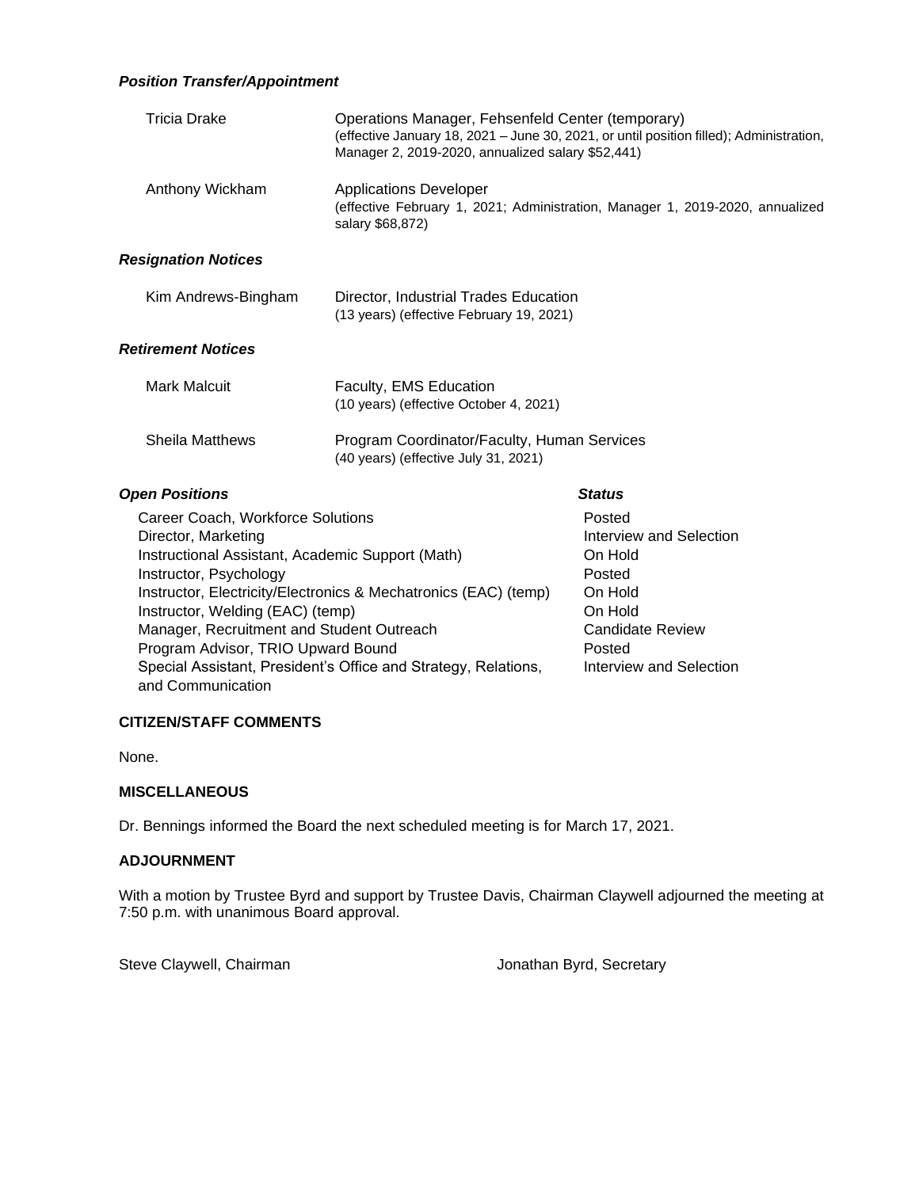***Position Transfer/Appointment***

| | |
|---|---|
| Tricia Drake | Operations Manager, Fehsenfeld Center (temporary)<br>(effective January 18, 2021 – June 30, 2021, or until position filled); Administration, Manager 2, 2019-2020, annualized salary $52,441) |
| Anthony Wickham | Applications Developer<br>(effective February 1, 2021; Administration, Manager 1, 2019-2020, annualized salary $68,872) |

***Resignation Notices***

| | |
|---|---|
| Kim Andrews-Bingham | Director, Industrial Trades Education<br>(13 years) (effective February 19, 2021) |

***Retirement Notices***

| | |
|---|---|
| Mark Malcuit | Faculty, EMS Education<br>(10 years) (effective October 4, 2021) |
| Sheila Matthews | Program Coordinator/Faculty, Human Services<br>(40 years) (effective July 31, 2021) |

| ***Open Positions*** | ***Status*** |
|---|---|
| Career Coach, Workforce Solutions | Posted |
| Director, Marketing | Interview and Selection |
| Instructional Assistant, Academic Support (Math) | On Hold |
| Instructor, Psychology | Posted |
| Instructor, Electricity/Electronics & Mechatronics (EAC) (temp) | On Hold |
| Instructor, Welding (EAC) (temp) | On Hold |
| Manager, Recruitment and Student Outreach | Candidate Review |
| Program Advisor, TRIO Upward Bound | Posted |
| Special Assistant, President's Office and Strategy, Relations, and Communication | Interview and Selection |

**CITIZEN/STAFF COMMENTS**

None.

**MISCELLANEOUS**

Dr. Bennings informed the Board the next scheduled meeting is for March 17, 2021.

**ADJOURNMENT**

With a motion by Trustee Byrd and support by Trustee Davis, Chairman Claywell adjourned the meeting at 7:50 p.m. with unanimous Board approval.

Steve Claywell, Chairman

Jonathan Byrd, Secretary